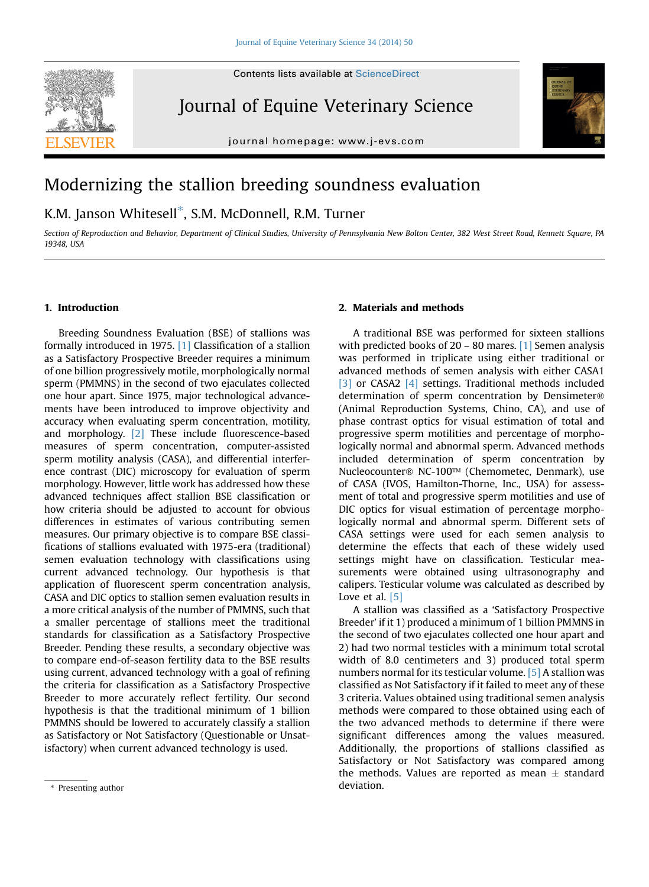# Modernizing the stallion breeding soundness evaluation

K.M. Janson Whitesell*, S.M. McDonnell, R.M. Turner

*Section of Reproduction and Behavior, Department of Clinical Studies, University of Pennsylvania New Bolton Center, 382 West Street Road, Kennett Square, PA 19348, USA*

## 1. Introduction

Breeding Soundness Evaluation (BSE) of stallions was formally introduced in 1975. [1] Classification of a stallion as a Satisfactory Prospective Breeder requires a minimum of one billion progressively motile, morphologically normal sperm (PMMNS) in the second of two ejaculates collected one hour apart. Since 1975, major technological advancements have been introduced to improve objectivity and accuracy when evaluating sperm concentration, motility, and morphology. [2] These include fluorescence-based measures of sperm concentration, computer-assisted sperm motility analysis (CASA), and differential interference contrast (DIC) microscopy for evaluation of sperm morphology. However, little work has addressed how these advanced techniques affect stallion BSE classification or how criteria should be adjusted to account for obvious differences in estimates of various contributing semen measures. Our primary objective is to compare BSE classifications of stallions evaluated with 1975-era (traditional) semen evaluation technology with classifications using current advanced technology. Our hypothesis is that application of fluorescent sperm concentration analysis, CASA and DIC optics to stallion semen evaluation results in a more critical analysis of the number of PMMNS, such that a smaller percentage of stallions meet the traditional standards for classification as a Satisfactory Prospective Breeder. Pending these results, a secondary objective was to compare end-of-season fertility data to the BSE results using current, advanced technology with a goal of refining the criteria for classification as a Satisfactory Prospective Breeder to more accurately reflect fertility. Our second hypothesis is that the traditional minimum of 1 billion PMMNS should be lowered to accurately classify a stallion as Satisfactory or Not Satisfactory (Questionable or Unsatisfactory) when current advanced technology is used.

## 2. Materials and methods

A traditional BSE was performed for sixteen stallions with predicted books of 20 – 80 mares. [1] Semen analysis was performed in triplicate using either traditional or advanced methods of semen analysis with either CASA1 [3] or CASA2 [4] settings. Traditional methods included determination of sperm concentration by Densimeter® (Animal Reproduction Systems, Chino, CA), and use of phase contrast optics for visual estimation of total and progressive sperm motilities and percentage of morphologically normal and abnormal sperm. Advanced methods included determination of sperm concentration by Nucleocounter® NC-100™ (Chemometec, Denmark), use of CASA (IVOS, Hamilton-Thorne, Inc., USA) for assessment of total and progressive sperm motilities and use of DIC optics for visual estimation of percentage morphologically normal and abnormal sperm. Different sets of CASA settings were used for each semen analysis to determine the effects that each of these widely used settings might have on classification. Testicular measurements were obtained using ultrasonography and calipers. Testicular volume was calculated as described by Love et al. [5]

A stallion was classified as a 'Satisfactory Prospective Breeder' if it 1) produced a minimum of 1 billion PMMNS in the second of two ejaculates collected one hour apart and 2) had two normal testicles with a minimum total scrotal width of 8.0 centimeters and 3) produced total sperm numbers normal for its testicular volume. [5] A stallion was classified as Not Satisfactory if it failed to meet any of these 3 criteria. Values obtained using traditional semen analysis methods were compared to those obtained using each of the two advanced methods to determine if there were significant differences among the values measured. Additionally, the proportions of stallions classified as Satisfactory or Not Satisfactory was compared among the methods. Values are reported as mean ± standard deviation.

* Presenting author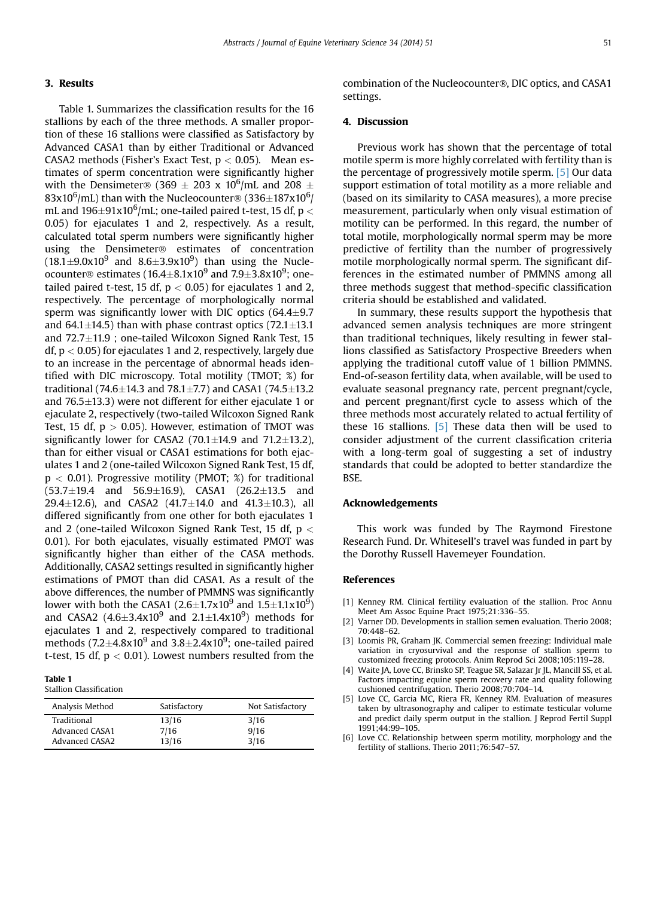## 3. Results

Table 1. Summarizes the classification results for the 16 stallions by each of the three methods. A smaller proportion of these 16 stallions were classified as Satisfactory by Advanced CASA1 than by either Traditional or Advanced CASA2 methods (Fisher's Exact Test, $p < 0.05$). Mean estimates of sperm concentration were significantly higher with the Densimeter® ($369 \pm 203 \times 10^6$/mL and $208 \pm 83 \times 10^6$/mL) than with the Nucleocounter® ($336 \pm 187 \times 10^6$/mL and $196 \pm 91 \times 10^6$/mL; one-tailed paired t-test, 15 df, $p < 0.05$) for ejaculates 1 and 2, respectively. As a result, calculated total sperm numbers were significantly higher using the Densimeter® estimates of concentration ($18.1 \pm 9.0 \times 10^9$ and $8.6 \pm 3.9 \times 10^9$) than using the Nucleocounter® estimates ($16.4 \pm 8.1 \times 10^9$ and $7.9 \pm 3.8 \times 10^9$; one-tailed paired t-test, 15 df, $p < 0.05$) for ejaculates 1 and 2, respectively. The percentage of morphologically normal sperm was significantly lower with DIC optics ($64.4 \pm 9.7$ and $64.1 \pm 14.5$) than with phase contrast optics ($72.1 \pm 13.1$ and $72.7 \pm 11.9$ ; one-tailed Wilcoxon Signed Rank Test, 15 df, $p < 0.05$) for ejaculates 1 and 2, respectively, largely due to an increase in the percentage of abnormal heads identified with DIC microscopy. Total motility (TMOT; %) for traditional ($74.6 \pm 14.3$ and $78.1 \pm 7.7$) and CASA1 ($74.5 \pm 13.2$ and $76.5 \pm 13.3$) were not different for either ejaculate 1 or ejaculate 2, respectively (two-tailed Wilcoxon Signed Rank Test, 15 df, $p > 0.05$). However, estimation of TMOT was significantly lower for CASA2 ($70.1 \pm 14.9$ and $71.2 \pm 13.2$), than for either visual or CASA1 estimations for both ejaculates 1 and 2 (one-tailed Wilcoxon Signed Rank Test, 15 df, $p < 0.01$). Progressive motility (PMOT; %) for traditional ($53.7 \pm 19.4$ and $56.9 \pm 16.9$), CASA1 ($26.2 \pm 13.5$ and $29.4 \pm 12.6$), and CASA2 ($41.7 \pm 14.0$ and $41.3 \pm 10.3$), all differed significantly from one other for both ejaculates 1 and 2 (one-tailed Wilcoxon Signed Rank Test, 15 df, $p < 0.01$). For both ejaculates, visually estimated PMOT was significantly higher than either of the CASA methods. Additionally, CASA2 settings resulted in significantly higher estimations of PMOT than did CASA1. As a result of the above differences, the number of PMMNS was significantly lower with both the CASA1 ($2.6 \pm 1.7 \times 10^9$ and $1.5 \pm 1.1 \times 10^9$) and CASA2 ($4.6 \pm 3.4 \times 10^9$ and $2.1 \pm 1.4 \times 10^9$) methods for ejaculates 1 and 2, respectively compared to traditional methods ($7.2 \pm 4.8 \times 10^9$ and $3.8 \pm 2.4 \times 10^9$; one-tailed paired t-test, 15 df, $p < 0.01$). Lowest numbers resulted from the combination of the Nucleocounter®, DIC optics, and CASA1 settings.

**Table 1**
Stallion Classification

| Analysis Method | Satisfactory | Not Satisfactory |
|---|---|---|
| Traditional | 13/16 | 3/16 |
| Advanced CASA1 | 7/16 | 9/16 |
| Advanced CASA2 | 13/16 | 3/16 |

## 4. Discussion

Previous work has shown that the percentage of total motile sperm is more highly correlated with fertility than is the percentage of progressively motile sperm. [5] Our data support estimation of total motility as a more reliable and (based on its similarity to CASA measures), a more precise measurement, particularly when only visual estimation of motility can be performed. In this regard, the number of total motile, morphologically normal sperm may be more predictive of fertility than the number of progressively motile morphologically normal sperm. The significant differences in the estimated number of PMMNS among all three methods suggest that method-specific classification criteria should be established and validated.

In summary, these results support the hypothesis that advanced semen analysis techniques are more stringent than traditional techniques, likely resulting in fewer stallions classified as Satisfactory Prospective Breeders when applying the traditional cutoff value of 1 billion PMMNS. End-of-season fertility data, when available, will be used to evaluate seasonal pregnancy rate, percent pregnant/cycle, and percent pregnant/first cycle to assess which of the three methods most accurately related to actual fertility of these 16 stallions. [5] These data then will be used to consider adjustment of the current classification criteria with a long-term goal of suggesting a set of industry standards that could be adopted to better standardize the BSE.

## Acknowledgements

This work was funded by The Raymond Firestone Research Fund. Dr. Whitesell's travel was funded in part by the Dorothy Russell Havemeyer Foundation.

## References

[1] Kenney RM. Clinical fertility evaluation of the stallion. Proc Annu Meet Am Assoc Equine Pract 1975;21:336–55.

[2] Varner DD. Developments in stallion semen evaluation. Therio 2008; 70:448–62.

[3] Loomis PR, Graham JK. Commercial semen freezing: Individual male variation in cryosurvival and the response of stallion sperm to customized freezing protocols. Anim Reprod Sci 2008;105:119–28.

[4] Waite JA, Love CC, Brinsko SP, Teague SR, Salazar Jr JL, Mancill SS, et al. Factors impacting equine sperm recovery rate and quality following cushioned centrifugation. Therio 2008;70:704–14.

[5] Love CC, Garcia MC, Riera FR, Kenney RM. Evaluation of measures taken by ultrasonography and caliper to estimate testicular volume and predict daily sperm output in the stallion. J Reprod Fertil Suppl 1991;44:99–105.

[6] Love CC. Relationship between sperm motility, morphology and the fertility of stallions. Therio 2011;76:547–57.